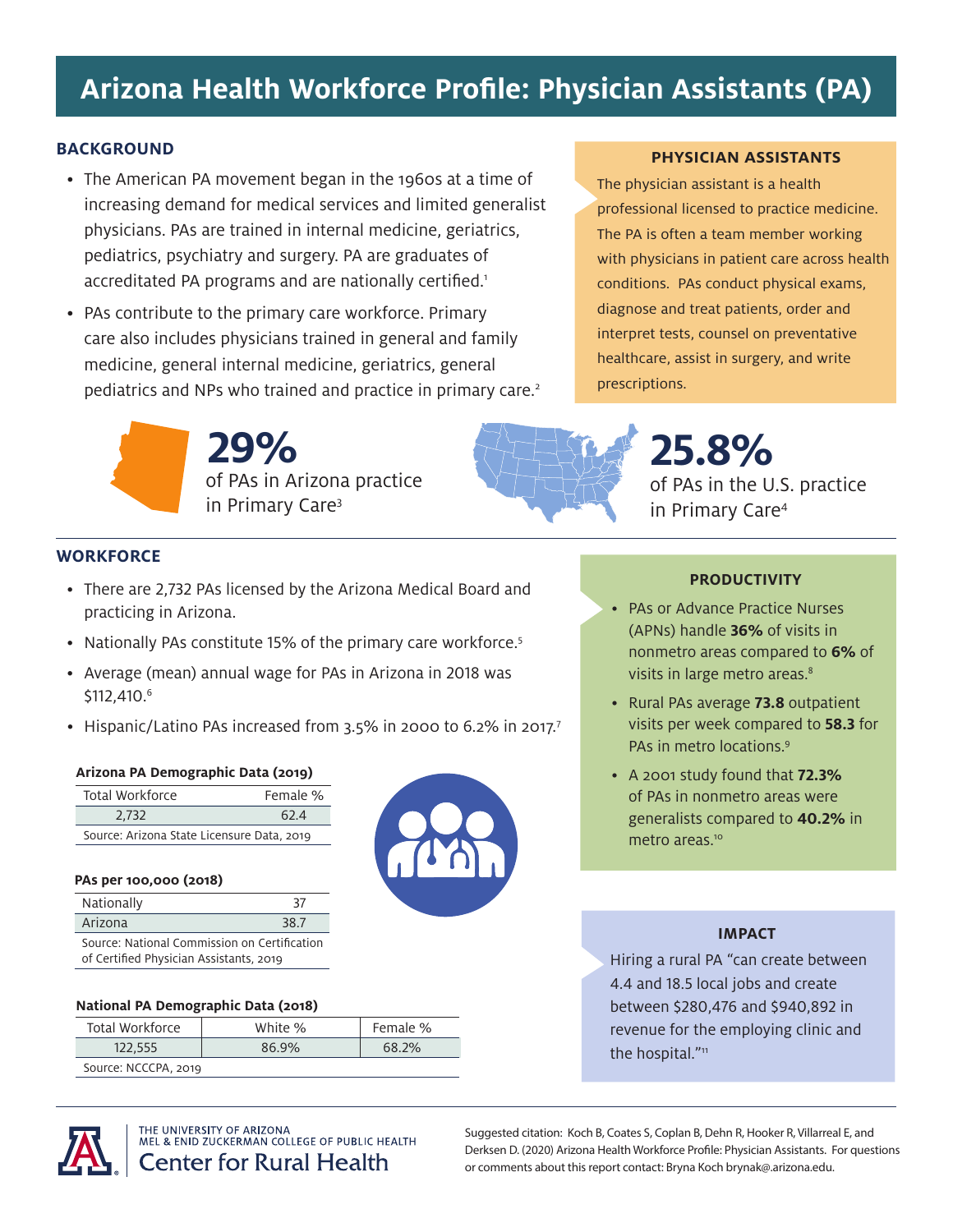# Arizona Health Workforce Profile: Physician Assistants (PA)

## BACKGROUND

- The American PA movement began in the 1960s at a time of increasing demand for medical services and limited generalist physicians. PAs are trained in internal medicine, geriatrics, pediatrics, psychiatry and surgery. PA are graduates of accredited PA programs and are nationally certified.[1]
- PAs contribute to the primary care workforce. Primary care also includes physicians trained in general and family medicine, general internal medicine, geriatrics, general pediatrics and NPs who trained and practice in primary care.[2]

### PHYSICIAN ASSISTANTS

The physician assistant is a health professional licensed to practice medicine. The PA is often a team member working with physicians in patient care across health conditions. PAs conduct physical exams, diagnose and treat patients, order and interpret tests, counsel on preventative healthcare, assist in surgery, and write prescriptions.

**29%** of PAs in Arizona practice in Primary Care[3]

**25.8%** of PAs in the U.S. practice in Primary Care[4]

## WORKFORCE

- There are 2,732 PAs licensed by the Arizona Medical Board and practicing in Arizona.
- Nationally PAs constitute 15% of the primary care workforce.[5]
- Average (mean) annual wage for PAs in Arizona in 2018 was $112,410.[6]
- Hispanic/Latino PAs increased from 3.5% in 2000 to 6.2% in 2017.[7]

**Arizona PA Demographic Data (2019)**

| Total Workforce | Female % |
|---|---|
| 2,732 | 62.4 |

Source: Arizona State Licensure Data, 2019

**PAs per 100,000 (2018)**

| | |
|---|---|
| Nationally | 37 |
| Arizona | 38.7 |

Source: National Commission on Certification of Certified Physician Assistants, 2019

**National PA Demographic Data (2018)**

| Total Workforce | White % | Female % |
|---|---|---|
| 122,555 | 86.9% | 68.2% |

Source: NCCCPA, 2019

### PRODUCTIVITY

- PAs or Advance Practice Nurses (APNs) handle **36%** of visits in nonmetro areas compared to **6%** of visits in large metro areas.[8]
- Rural PAs average **73.8** outpatient visits per week compared to **58.3** for PAs in metro locations.[9]
- A 2001 study found that **72.3%** of PAs in nonmetro areas were generalists compared to **40.2%** in metro areas.[10]

### IMPACT

Hiring a rural PA "can create between 4.4 and 18.5 local jobs and create between $280,476 and $940,892 in revenue for the employing clinic and the hospital."[11]

THE UNIVERSITY OF ARIZONA
MEL & ENID ZUCKERMAN COLLEGE OF PUBLIC HEALTH
Center for Rural Health

Suggested citation: Koch B, Coates S, Coplan B, Dehn R, Hooker R, Villarreal E, and Derksen D. (2020) Arizona Health Workforce Profile: Physician Assistants. For questions or comments about this report contact: Bryna Koch brynak@arizona.edu.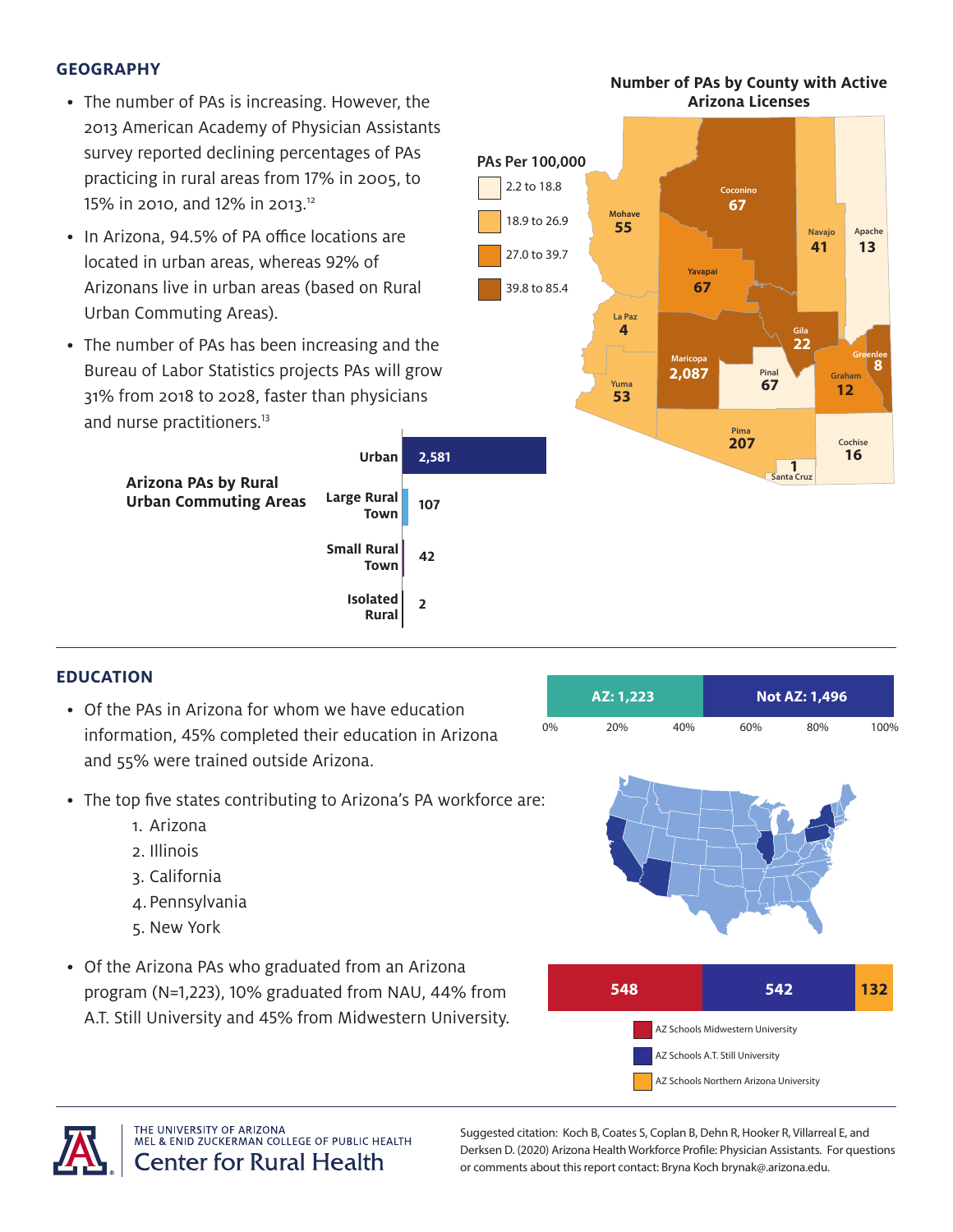## GEOGRAPHY

- The number of PAs is increasing. However, the 2013 American Academy of Physician Assistants survey reported declining percentages of PAs practicing in rural areas from 17% in 2005, to 15% in 2010, and 12% in 2013.[12]
- In Arizona, 94.5% of PA office locations are located in urban areas, whereas 92% of Arizonans live in urban areas (based on Rural Urban Commuting Areas).
- The number of PAs has been increasing and the Bureau of Labor Statistics projects PAs will grow 31% from 2018 to 2028, faster than physicians and nurse practitioners.[13]

**Number of PAs by County with Active Arizona Licenses**

PAs Per 100,000: 2.2 to 18.8; 18.9 to 26.9; 27.0 to 39.7; 39.8 to 85.4

| County | PAs |
|---|---|
| Coconino | 67 |
| Mohave | 55 |
| Navajo | 41 |
| Apache | 13 |
| Yavapai | 67 |
| La Paz | 4 |
| Gila | 22 |
| Greenlee | 8 |
| Maricopa | 2,087 |
| Pinal | 67 |
| Graham | 12 |
| Yuma | 53 |
| Pima | 207 |
| Cochise | 16 |
| Santa Cruz | 1 |

**Arizona PAs by Rural Urban Commuting Areas**

| Area | PAs |
|---|---|
| Urban | 2,581 |
| Large Rural Town | 107 |
| Small Rural Town | 42 |
| Isolated Rural | 2 |

## EDUCATION

- Of the PAs in Arizona for whom we have education information, 45% completed their education in Arizona and 55% were trained outside Arizona.

AZ: 1,223 | Not AZ: 1,496

- The top five states contributing to Arizona's PA workforce are:
  1. Arizona
  2. Illinois
  3. California
  4. Pennsylvania
  5. New York

- Of the Arizona PAs who graduated from an Arizona program (N=1,223), 10% graduated from NAU, 44% from A.T. Still University and 45% from Midwestern University.

| AZ School | PAs |
|---|---|
| AZ Schools Midwestern University | 548 |
| AZ Schools A.T. Still University | 542 |
| AZ Schools Northern Arizona University | 132 |

THE UNIVERSITY OF ARIZONA
MEL & ENID ZUCKERMAN COLLEGE OF PUBLIC HEALTH
Center for Rural Health

Suggested citation: Koch B, Coates S, Coplan B, Dehn R, Hooker R, Villarreal E, and Derksen D. (2020) Arizona Health Workforce Profile: Physician Assistants. For questions or comments about this report contact: Bryna Koch brynak@arizona.edu.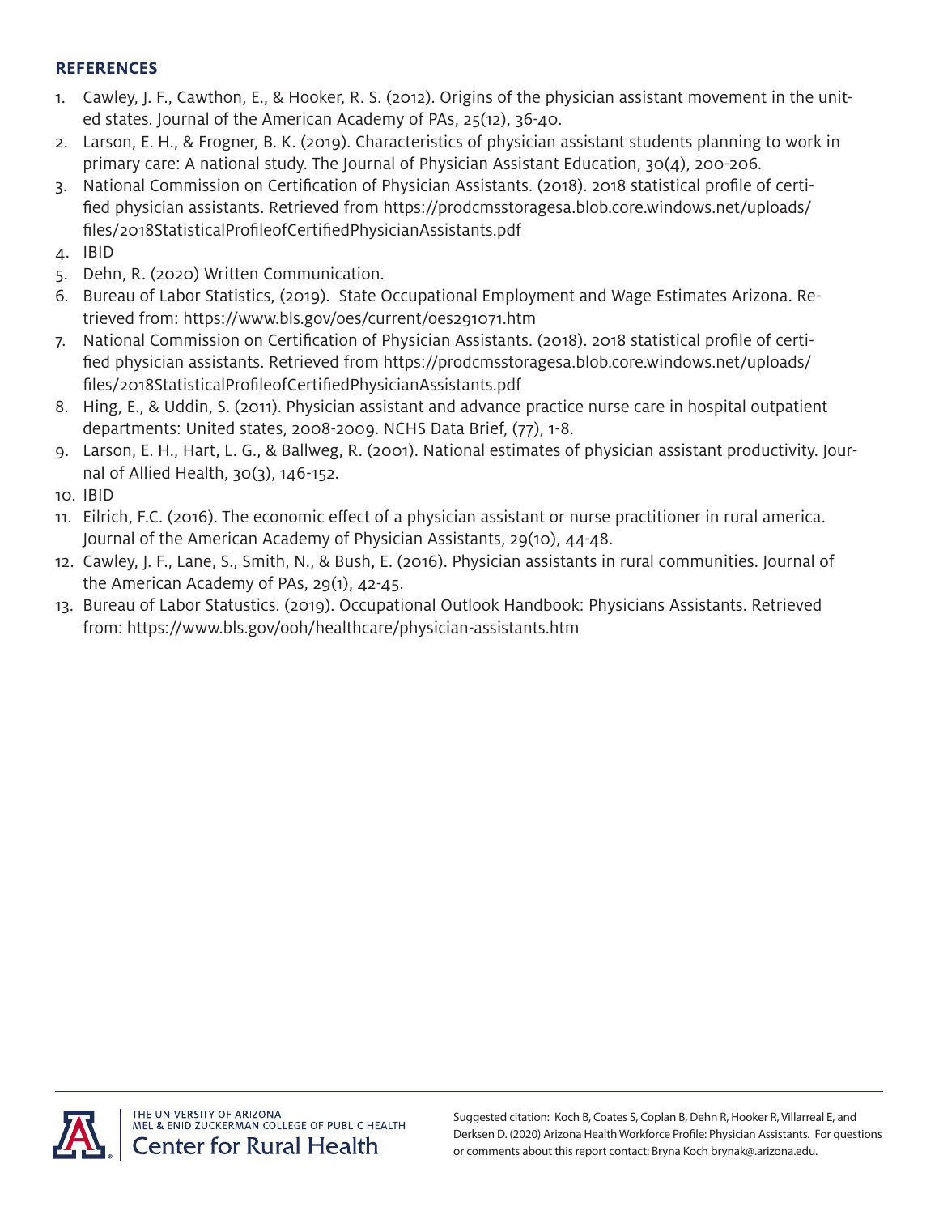## REFERENCES

1. Cawley, J. F., Cawthon, E., & Hooker, R. S. (2012). Origins of the physician assistant movement in the united states. Journal of the American Academy of PAs, 25(12), 36-40.
2. Larson, E. H., & Frogner, B. K. (2019). Characteristics of physician assistant students planning to work in primary care: A national study. The Journal of Physician Assistant Education, 30(4), 200-206.
3. National Commission on Certification of Physician Assistants. (2018). 2018 statistical profile of certified physician assistants. Retrieved from https://prodcmsstoragesa.blob.core.windows.net/uploads/files/2018StatisticalProfileofCertifiedPhysicianAssistants.pdf
4. IBID
5. Dehn, R. (2020) Written Communication.
6. Bureau of Labor Statistics, (2019). State Occupational Employment and Wage Estimates Arizona. Retrieved from: https://www.bls.gov/oes/current/oes291071.htm
7. National Commission on Certification of Physician Assistants. (2018). 2018 statistical profile of certified physician assistants. Retrieved from https://prodcmsstoragesa.blob.core.windows.net/uploads/files/2018StatisticalProfileofCertifiedPhysicianAssistants.pdf
8. Hing, E., & Uddin, S. (2011). Physician assistant and advance practice nurse care in hospital outpatient departments: United states, 2008-2009. NCHS Data Brief, (77), 1-8.
9. Larson, E. H., Hart, L. G., & Ballweg, R. (2001). National estimates of physician assistant productivity. Journal of Allied Health, 30(3), 146-152.
10. IBID
11. Eilrich, F.C. (2016). The economic effect of a physician assistant or nurse practitioner in rural america. Journal of the American Academy of Physician Assistants, 29(10), 44-48.
12. Cawley, J. F., Lane, S., Smith, N., & Bush, E. (2016). Physician assistants in rural communities. Journal of the American Academy of PAs, 29(1), 42-45.
13. Bureau of Labor Statustics. (2019). Occupational Outlook Handbook: Physicians Assistants. Retrieved from: https://www.bls.gov/ooh/healthcare/physician-assistants.htm

THE UNIVERSITY OF ARIZONA
MEL & ENID ZUCKERMAN COLLEGE OF PUBLIC HEALTH
Center for Rural Health

Suggested citation: Koch B, Coates S, Coplan B, Dehn R, Hooker R, Villarreal E, and Derksen D. (2020) Arizona Health Workforce Profile: Physician Assistants. For questions or comments about this report contact: Bryna Koch brynak@arizona.edu.